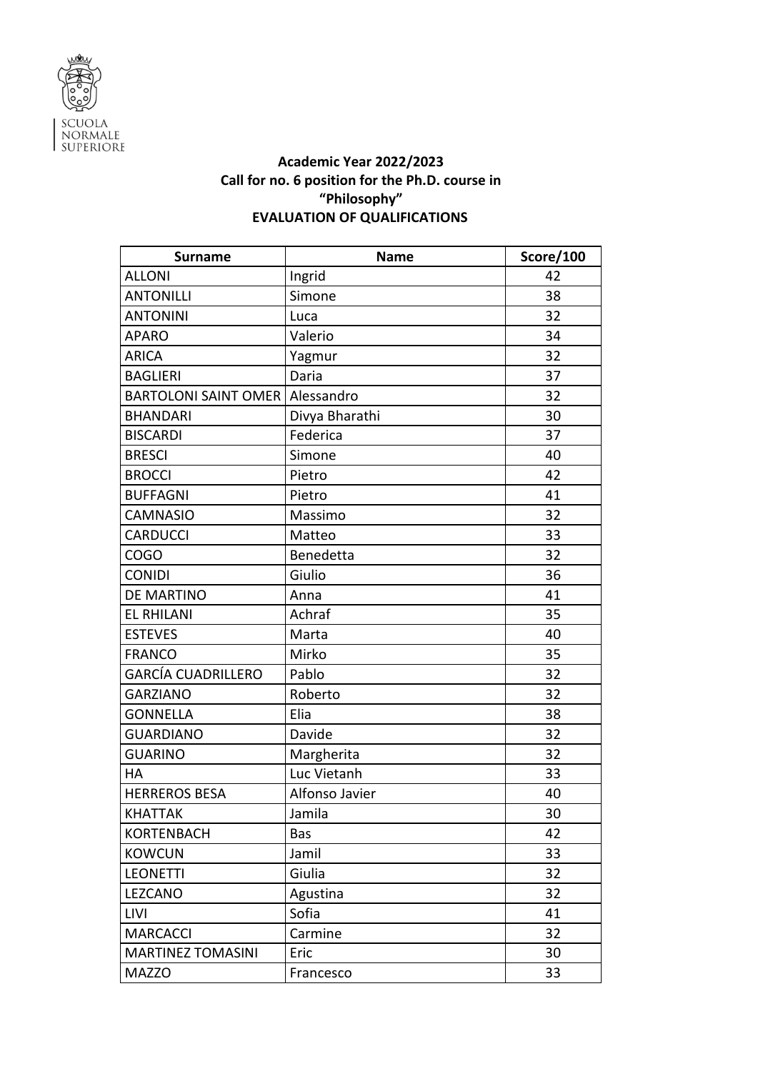SCUOLA NORMALE SUPERIORE

**Academic Year 2022/2023**
**Call for no. 6 position for the Ph.D. course in**
**"Philosophy"**
**EVALUATION OF QUALIFICATIONS**

| Surname | Name | Score/100 |
| --- | --- | --- |
| ALLONI | Ingrid | 42 |
| ANTONILLI | Simone | 38 |
| ANTONINI | Luca | 32 |
| APARO | Valerio | 34 |
| ARICA | Yagmur | 32 |
| BAGLIERI | Daria | 37 |
| BARTOLONI SAINT OMER | Alessandro | 32 |
| BHANDARI | Divya Bharathi | 30 |
| BISCARDI | Federica | 37 |
| BRESCI | Simone | 40 |
| BROCCI | Pietro | 42 |
| BUFFAGNI | Pietro | 41 |
| CAMNASIO | Massimo | 32 |
| CARDUCCI | Matteo | 33 |
| COGO | Benedetta | 32 |
| CONIDI | Giulio | 36 |
| DE MARTINO | Anna | 41 |
| EL RHILANI | Achraf | 35 |
| ESTEVES | Marta | 40 |
| FRANCO | Mirko | 35 |
| GARCÍA CUADRILLERO | Pablo | 32 |
| GARZIANO | Roberto | 32 |
| GONNELLA | Elia | 38 |
| GUARDIANO | Davide | 32 |
| GUARINO | Margherita | 32 |
| HA | Luc Vietanh | 33 |
| HERREROS BESA | Alfonso Javier | 40 |
| KHATTAK | Jamila | 30 |
| KORTENBACH | Bas | 42 |
| KOWCUN | Jamil | 33 |
| LEONETTI | Giulia | 32 |
| LEZCANO | Agustina | 32 |
| LIVI | Sofia | 41 |
| MARCACCI | Carmine | 32 |
| MARTINEZ TOMASINI | Eric | 30 |
| MAZZO | Francesco | 33 |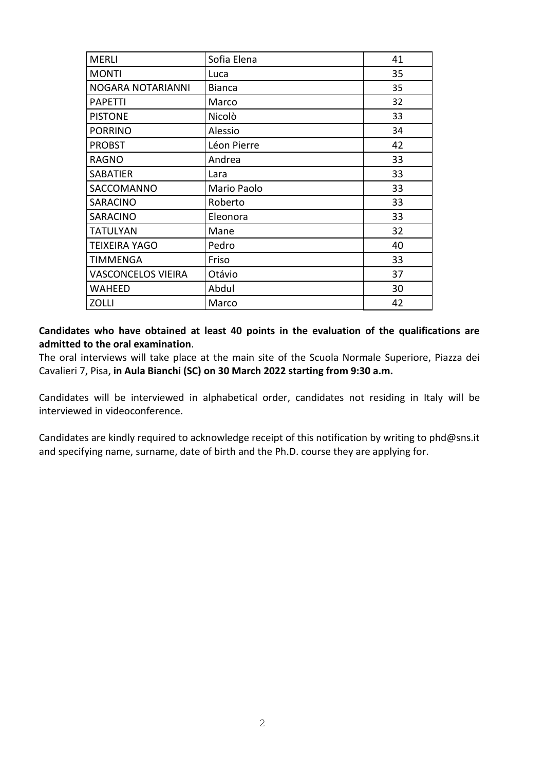| | | |
|---|---|---|
| MERLI | Sofia Elena | 41 |
| MONTI | Luca | 35 |
| NOGARA NOTARIANNI | Bianca | 35 |
| PAPETTI | Marco | 32 |
| PISTONE | Nicolò | 33 |
| PORRINO | Alessio | 34 |
| PROBST | Léon Pierre | 42 |
| RAGNO | Andrea | 33 |
| SABATIER | Lara | 33 |
| SACCOMANNO | Mario Paolo | 33 |
| SARACINO | Roberto | 33 |
| SARACINO | Eleonora | 33 |
| TATULYAN | Mane | 32 |
| TEIXEIRA YAGO | Pedro | 40 |
| TIMMENGA | Friso | 33 |
| VASCONCELOS VIEIRA | Otávio | 37 |
| WAHEED | Abdul | 30 |
| ZOLLI | Marco | 42 |

**Candidates who have obtained at least 40 points in the evaluation of the qualifications are admitted to the oral examination**.

The oral interviews will take place at the main site of the Scuola Normale Superiore, Piazza dei Cavalieri 7, Pisa, **in Aula Bianchi (SC) on 30 March 2022 starting from 9:30 a.m.**

Candidates will be interviewed in alphabetical order, candidates not residing in Italy will be interviewed in videoconference.

Candidates are kindly required to acknowledge receipt of this notification by writing to phd@sns.it and specifying name, surname, date of birth and the Ph.D. course they are applying for.